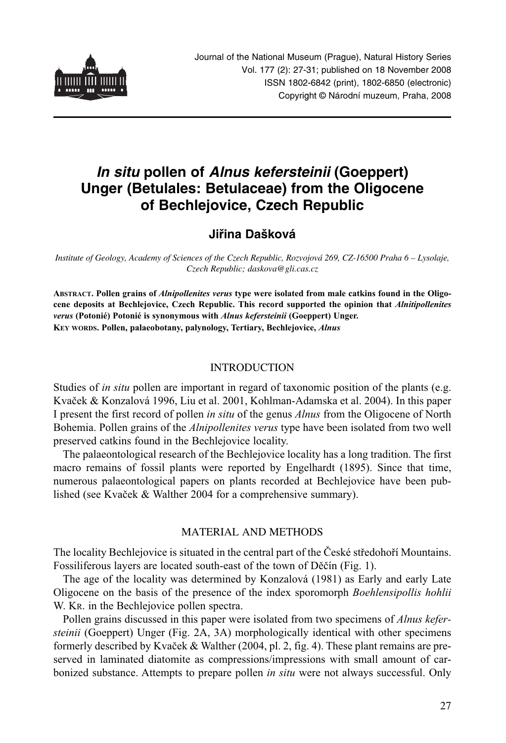# *In situ* pollen of *Alnus kefersteinii* (Goeppert) Unger (Betulales: Betulaceae) from the Oligocene of Bechlejovice, Czech Republic

**Jiřina Dašková**

*Institute of Geology, Academy of Sciences of the Czech Republic, Rozvojová 269, CZ-16500 Praha 6 – Lysolaje, Czech Republic; daskova@gli.cas.cz*

**Abstract. Pollen grains of *Alnipollenites verus* type were isolated from male catkins found in the Oligocene deposits at Bechlejovice, Czech Republic. This record supported the opinion that *Alnitipollenites verus* (Potonié) Potonié is synonymous with *Alnus kefersteinii* (Goeppert) Unger.**

**Key words. Pollen, palaeobotany, palynology, Tertiary, Bechlejovice, *Alnus***

## INTRODUCTION

Studies of *in situ* pollen are important in regard of taxonomic position of the plants (e.g. Kvaček & Konzalová 1996, Liu et al. 2001, Kohlman-Adamska et al. 2004). In this paper I present the first record of pollen *in situ* of the genus *Alnus* from the Oligocene of North Bohemia. Pollen grains of the *Alnipollenites verus* type have been isolated from two well preserved catkins found in the Bechlejovice locality.

The palaeontological research of the Bechlejovice locality has a long tradition. The first macro remains of fossil plants were reported by Engelhardt (1895). Since that time, numerous palaeontological papers on plants recorded at Bechlejovice have been published (see Kvaček & Walther 2004 for a comprehensive summary).

## MATERIAL AND METHODS

The locality Bechlejovice is situated in the central part of the České středohoří Mountains. Fossiliferous layers are located south-east of the town of Děčín (Fig. 1).

The age of the locality was determined by Konzalová (1981) as Early and early Late Oligocene on the basis of the presence of the index sporomorph *Boehlensipollis hohlii* W. Kr. in the Bechlejovice pollen spectra.

Pollen grains discussed in this paper were isolated from two specimens of *Alnus kefersteinii* (Goeppert) Unger (Fig. 2A, 3A) morphologically identical with other specimens formerly described by Kvaček & Walther (2004, pl. 2, fig. 4). These plant remains are preserved in laminated diatomite as compressions/impressions with small amount of carbonized substance. Attempts to prepare pollen *in situ* were not always successful. Only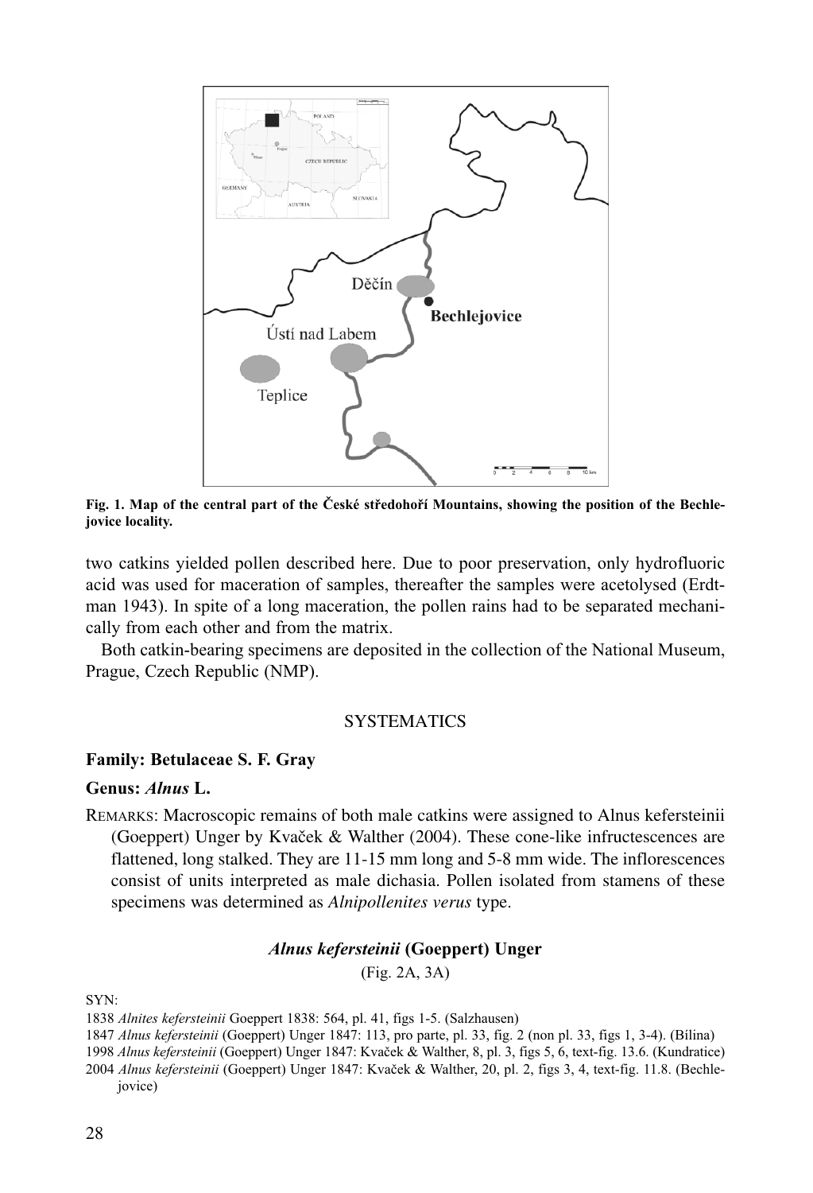Fig. 1. Map of the central part of the České středohoří Mountains, showing the position of the Bechlejovice locality.

two catkins yielded pollen described here. Due to poor preservation, only hydrofluoric acid was used for maceration of samples, thereafter the samples were acetolysed (Erdtman 1943). In spite of a long maceration, the pollen rains had to be separated mechanically from each other and from the matrix.

Both catkin-bearing specimens are deposited in the collection of the National Museum, Prague, Czech Republic (NMP).

## SYSTEMATICS

**Family: Betulaceae S. F. Gray**

**Genus: *Alnus* L.**

REMARKS: Macroscopic remains of both male catkins were assigned to Alnus kefersteinii (Goeppert) Unger by Kvaček & Walther (2004). These cone-like infructescences are flattened, long stalked. They are 11-15 mm long and 5-8 mm wide. The inflorescences consist of units interpreted as male dichasia. Pollen isolated from stamens of these specimens was determined as *Alnipollenites verus* type.

### *Alnus kefersteinii* (Goeppert) Unger

(Fig. 2A, 3A)

SYN:

1838 *Alnites kefersteinii* Goeppert 1838: 564, pl. 41, figs 1-5. (Salzhausen)

1847 *Alnus kefersteinii* (Goeppert) Unger 1847: 113, pro parte, pl. 33, fig. 2 (non pl. 33, figs 1, 3-4). (Bílina)

1998 *Alnus kefersteinii* (Goeppert) Unger 1847: Kvaček & Walther, 8, pl. 3, figs 5, 6, text-fig. 13.6. (Kundratice)

2004 *Alnus kefersteinii* (Goeppert) Unger 1847: Kvaček & Walther, 20, pl. 2, figs 3, 4, text-fig. 11.8. (Bechlejovice)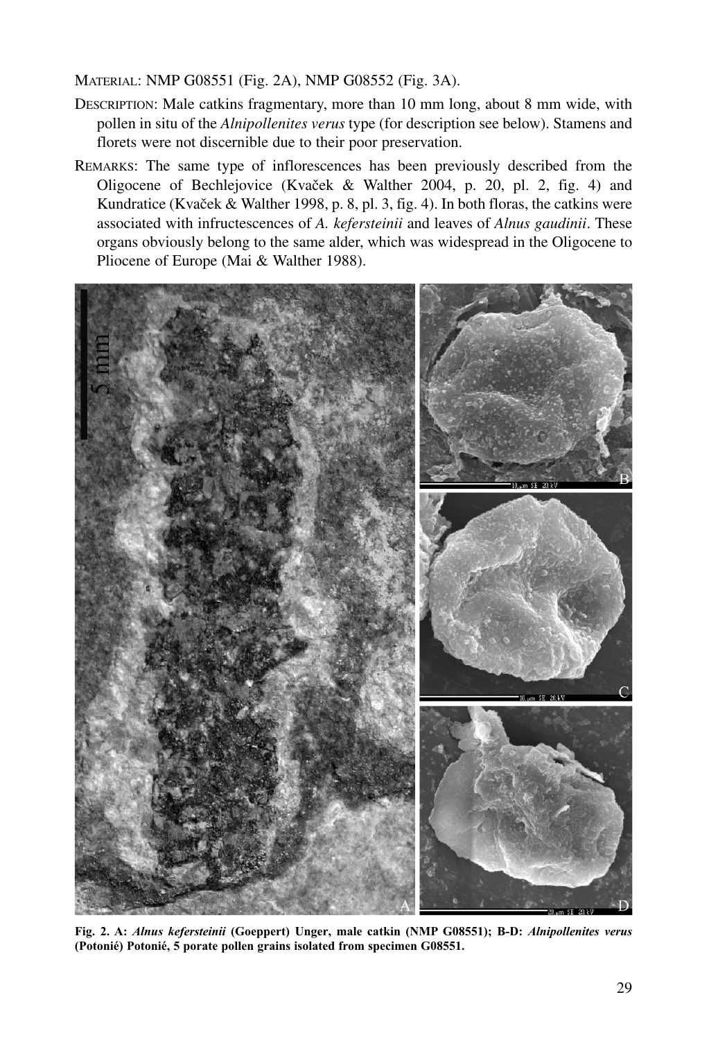MATERIAL: NMP G08551 (Fig. 2A), NMP G08552 (Fig. 3A).

DESCRIPTION: Male catkins fragmentary, more than 10 mm long, about 8 mm wide, with pollen in situ of the *Alnipollenites verus* type (for description see below). Stamens and florets were not discernible due to their poor preservation.

REMARKS: The same type of inflorescences has been previously described from the Oligocene of Bechlejovice (Kvaček & Walther 2004, p. 20, pl. 2, fig. 4) and Kundratice (Kvaček & Walther 1998, p. 8, pl. 3, fig. 4). In both floras, the catkins were associated with infructescences of *A. kefersteinii* and leaves of *Alnus gaudinii*. These organs obviously belong to the same alder, which was widespread in the Oligocene to Pliocene of Europe (Mai & Walther 1988).

**Fig. 2. A: *Alnus kefersteinii* (Goeppert) Unger, male catkin (NMP G08551); B-D: *Alnipollenites verus* (Potonié) Potonié, 5 porate pollen grains isolated from specimen G08551.**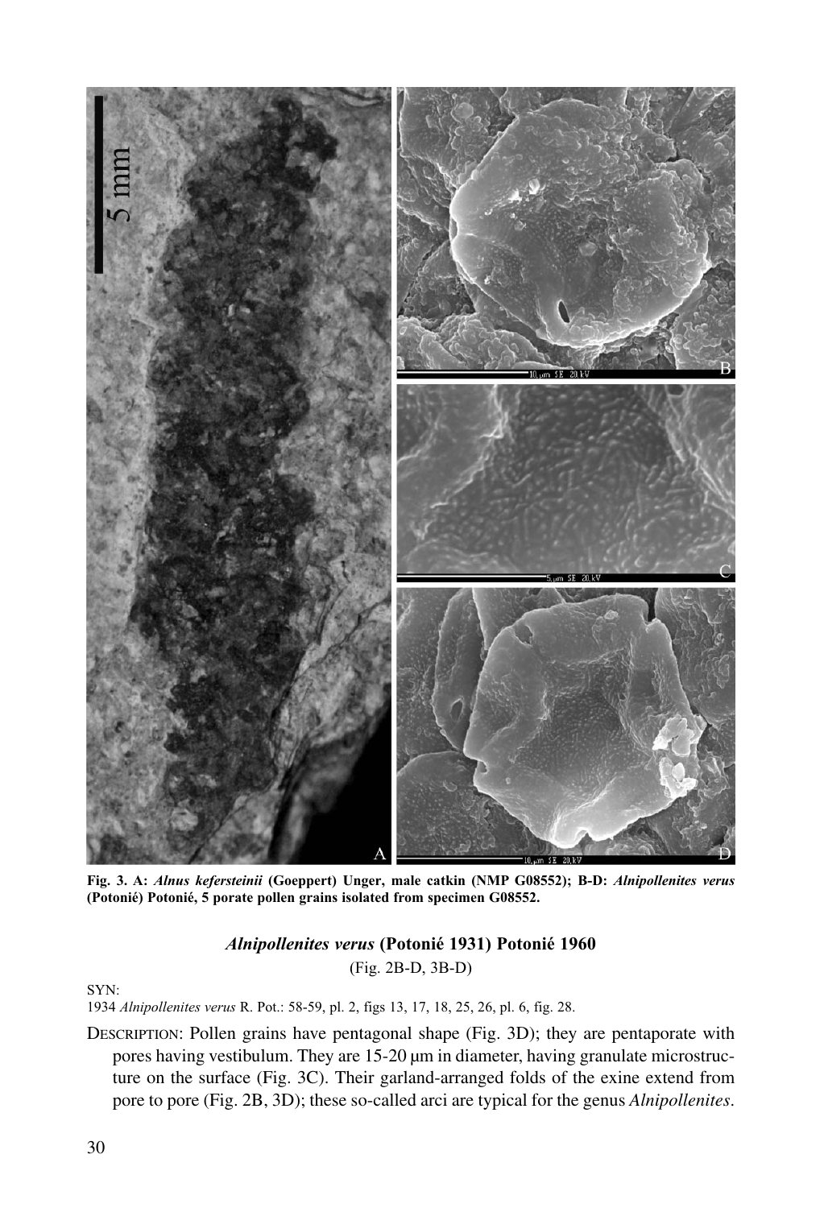**Fig. 3. A: *Alnus kefersteinii* (Goeppert) Unger, male catkin (NMP G08552); B-D: *Alnipollenites verus* (Potonié) Potonié, 5 porate pollen grains isolated from specimen G08552.**

### *Alnipollenites verus* (Potonié 1931) Potonié 1960

(Fig. 2B-D, 3B-D)

SYN:

1934 *Alnipollenites verus* R. Pot.: 58-59, pl. 2, figs 13, 17, 18, 25, 26, pl. 6, fig. 28.

DESCRIPTION: Pollen grains have pentagonal shape (Fig. 3D); they are pentaporate with pores having vestibulum. They are 15-20 μm in diameter, having granulate microstructure on the surface (Fig. 3C). Their garland-arranged folds of the exine extend from pore to pore (Fig. 2B, 3D); these so-called arci are typical for the genus *Alnipollenites*.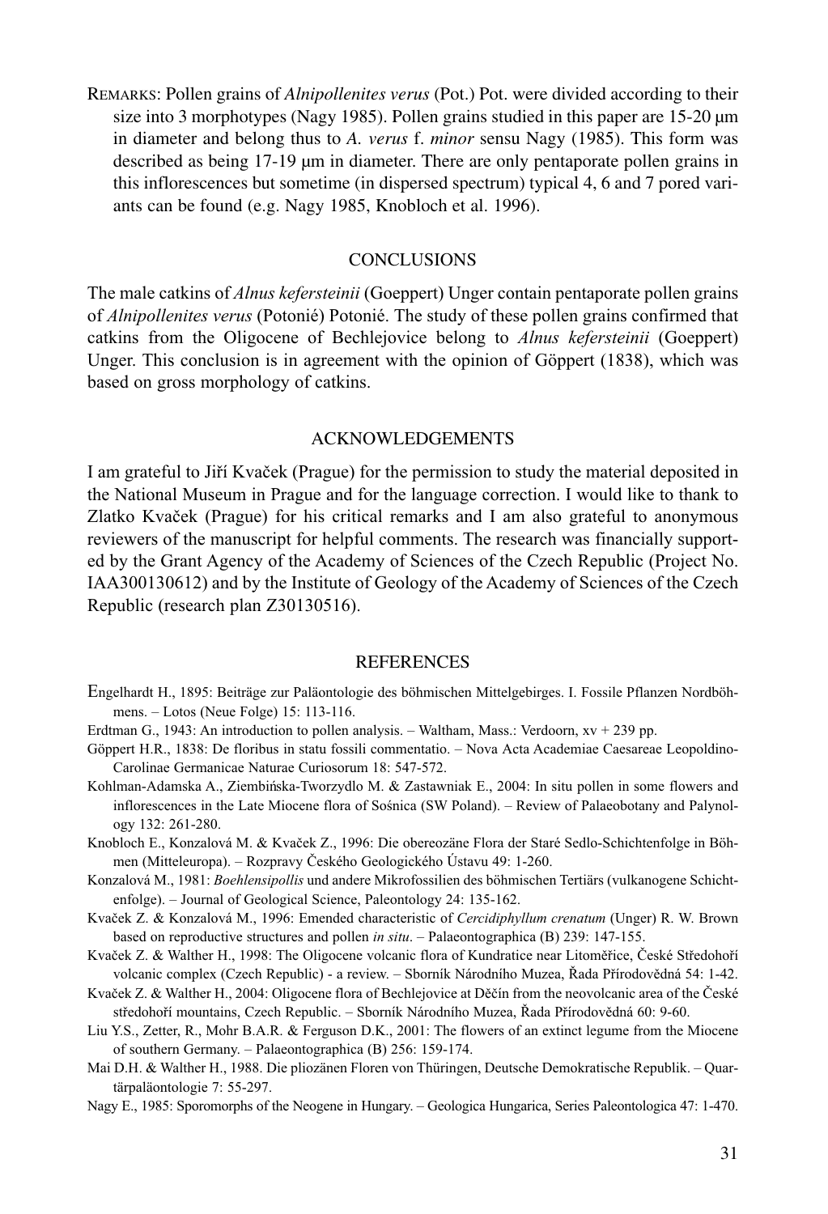REMARKS: Pollen grains of *Alnipollenites verus* (Pot.) Pot. were divided according to their size into 3 morphotypes (Nagy 1985). Pollen grains studied in this paper are 15-20 µm in diameter and belong thus to *A. verus* f. *minor* sensu Nagy (1985). This form was described as being 17-19 µm in diameter. There are only pentaporate pollen grains in this inflorescences but sometime (in dispersed spectrum) typical 4, 6 and 7 pored variants can be found (e.g. Nagy 1985, Knobloch et al. 1996).

## CONCLUSIONS

The male catkins of *Alnus kefersteinii* (Goeppert) Unger contain pentaporate pollen grains of *Alnipollenites verus* (Potonié) Potonié. The study of these pollen grains confirmed that catkins from the Oligocene of Bechlejovice belong to *Alnus kefersteinii* (Goeppert) Unger. This conclusion is in agreement with the opinion of Göppert (1838), which was based on gross morphology of catkins.

## ACKNOWLEDGEMENTS

I am grateful to Jiří Kvaček (Prague) for the permission to study the material deposited in the National Museum in Prague and for the language correction. I would like to thank to Zlatko Kvaček (Prague) for his critical remarks and I am also grateful to anonymous reviewers of the manuscript for helpful comments. The research was financially supported by the Grant Agency of the Academy of Sciences of the Czech Republic (Project No. IAA300130612) and by the Institute of Geology of the Academy of Sciences of the Czech Republic (research plan Z30130516).

## REFERENCES

Engelhardt H., 1895: Beiträge zur Paläontologie des böhmischen Mittelgebirges. I. Fossile Pflanzen Nordböhmens. – Lotos (Neue Folge) 15: 113-116.

Erdtman G., 1943: An introduction to pollen analysis. – Waltham, Mass.: Verdoorn, xv + 239 pp.

Göppert H.R., 1838: De floribus in statu fossili commentatio. – Nova Acta Academiae Caesareae Leopoldino-Carolinae Germanicae Naturae Curiosorum 18: 547-572.

Kohlman-Adamska A., Ziembińska-Tworzydlo M. & Zastawniak E., 2004: In situ pollen in some flowers and inflorescences in the Late Miocene flora of Sośnica (SW Poland). – Review of Palaeobotany and Palynology 132: 261-280.

Knobloch E., Konzalová M. & Kvaček Z., 1996: Die obereozäne Flora der Staré Sedlo-Schichtenfolge in Böhmen (Mitteleuropa). – Rozpravy Českého Geologického Ústavu 49: 1-260.

Konzalová M., 1981: *Boehlensipollis* und andere Mikrofossilien des böhmischen Tertiärs (vulkanogene Schichtenfolge). – Journal of Geological Science, Paleontology 24: 135-162.

Kvaček Z. & Konzalová M., 1996: Emended characteristic of *Cercidiphyllum crenatum* (Unger) R. W. Brown based on reproductive structures and pollen *in situ*. – Palaeontographica (B) 239: 147-155.

Kvaček Z. & Walther H., 1998: The Oligocene volcanic flora of Kundratice near Litoměřice, České Středohoří volcanic complex (Czech Republic) - a review. – Sborník Národního Muzea, Řada Přírodovědná 54: 1-42.

Kvaček Z. & Walther H., 2004: Oligocene flora of Bechlejovice at Děčín from the neovolcanic area of the České středohoří mountains, Czech Republic. – Sborník Národního Muzea, Řada Přírodovědná 60: 9-60.

Liu Y.S., Zetter, R., Mohr B.A.R. & Ferguson D.K., 2001: The flowers of an extinct legume from the Miocene of southern Germany. – Palaeontographica (B) 256: 159-174.

Mai D.H. & Walther H., 1988. Die pliozänen Floren von Thüringen, Deutsche Demokratische Republik. – Quartärpaläontologie 7: 55-297.

Nagy E., 1985: Sporomorphs of the Neogene in Hungary. – Geologica Hungarica, Series Paleontologica 47: 1-470.